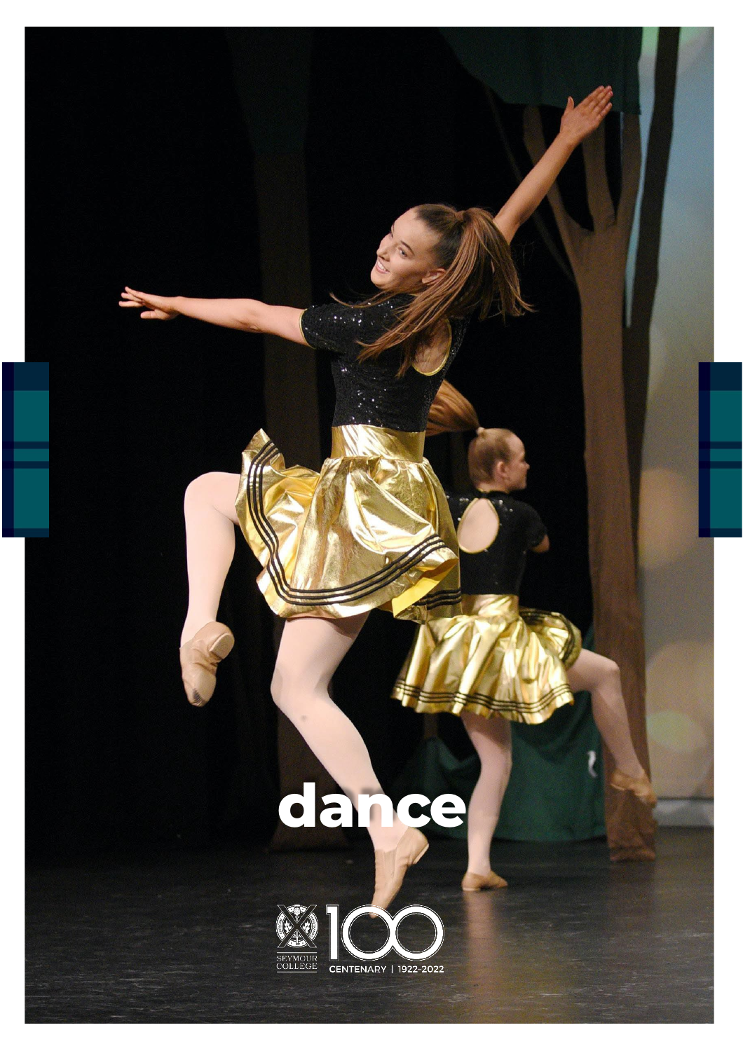# dance

SEYMOUR COLLEGE

100

CENTENARY | 1922-2022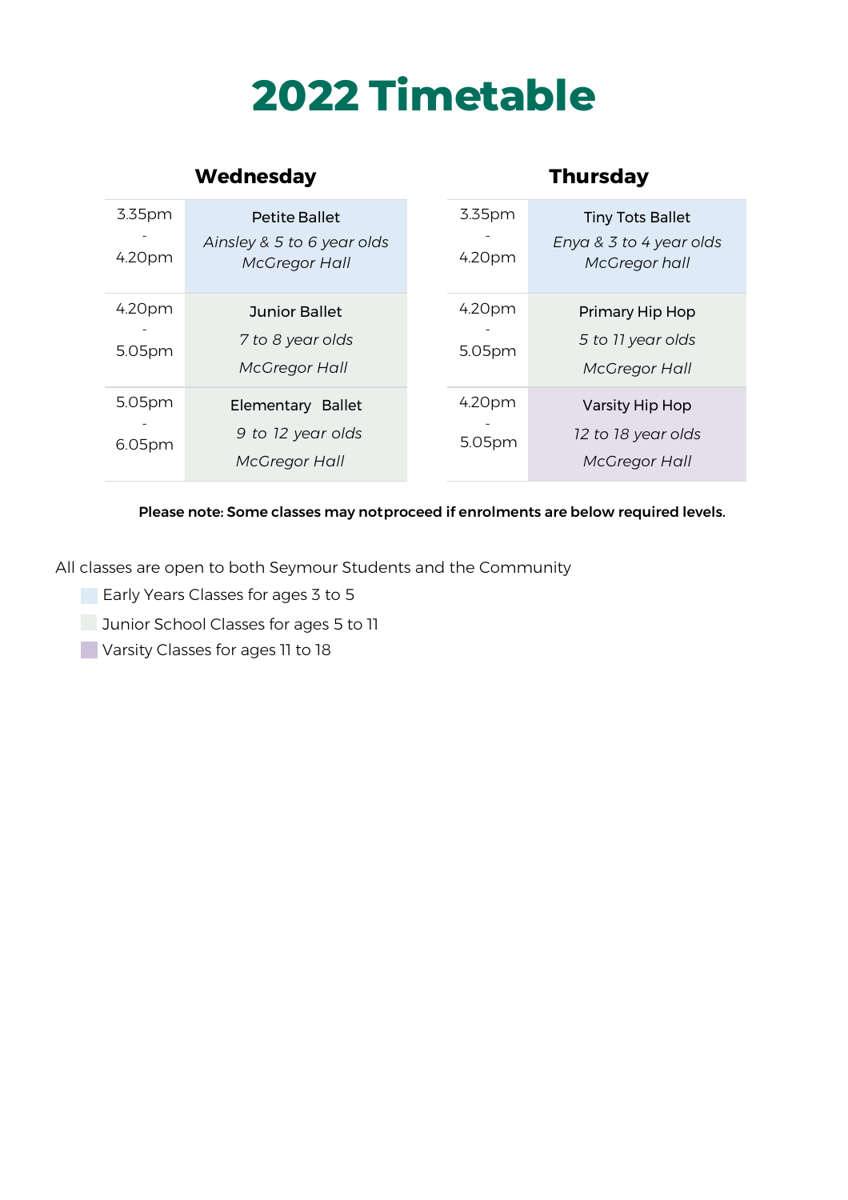# 2022 Timetable

## Wednesday

| Time | Class |
| --- | --- |
| 3.35pm - 4.20pm | Petite Ballet<br>*Ainsley & 5 to 6 year olds*<br>*McGregor Hall* |
| 4.20pm - 5.05pm | Junior Ballet<br>*7 to 8 year olds*<br>*McGregor Hall* |
| 5.05pm - 6.05pm | Elementary Ballet<br>*9 to 12 year olds*<br>*McGregor Hall* |

## Thursday

| Time | Class |
| --- | --- |
| 3.35pm - 4.20pm | Tiny Tots Ballet<br>*Enya & 3 to 4 year olds*<br>*McGregor hall* |
| 4.20pm - 5.05pm | Primary Hip Hop<br>*5 to 11 year olds*<br>*McGregor Hall* |
| 4.20pm - 5.05pm | Varsity Hip Hop<br>*12 to 18 year olds*<br>*McGregor Hall* |

**Please note: Some classes may notproceed if enrolments are below required levels.**

All classes are open to both Seymour Students and the Community

- Early Years Classes for ages 3 to 5
- Junior School Classes for ages 5 to 11
- Varsity Classes for ages 11 to 18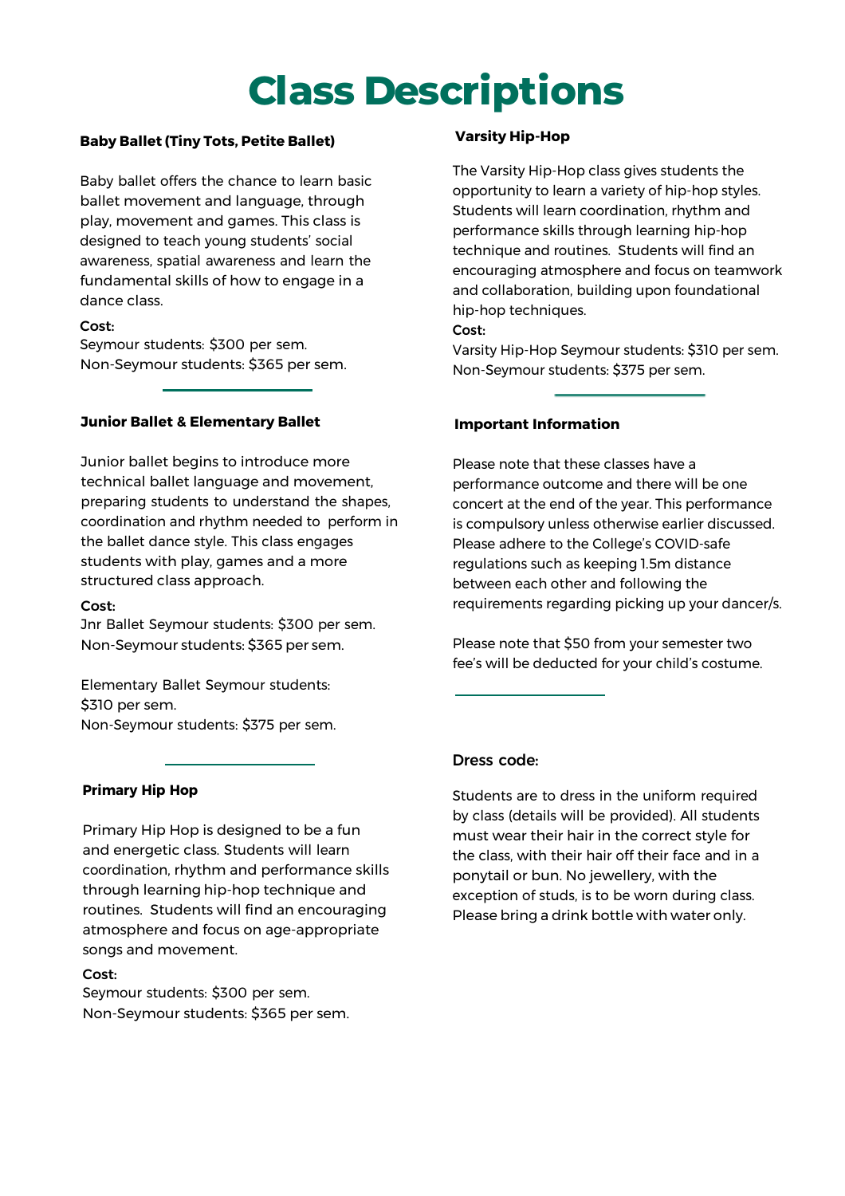# Class Descriptions

**Baby Ballet (Tiny Tots, Petite Ballet)**

Baby ballet offers the chance to learn basic ballet movement and language, through play, movement and games. This class is designed to teach young students' social awareness, spatial awareness and learn the fundamental skills of how to engage in a dance class.

**Cost:**
Seymour students: $300 per sem.
Non-Seymour students: $365 per sem.

---

**Junior Ballet & Elementary Ballet**

Junior ballet begins to introduce more technical ballet language and movement, preparing students to understand the shapes, coordination and rhythm needed to perform in the ballet dance style. This class engages students with play, games and a more structured class approach.

**Cost:**
Jnr Ballet Seymour students: $300 per sem.
Non-Seymour students: $365 per sem.

Elementary Ballet Seymour students: $310 per sem.
Non-Seymour students: $375 per sem.

---

**Primary Hip Hop**

Primary Hip Hop is designed to be a fun and energetic class. Students will learn coordination, rhythm and performance skills through learning hip-hop technique and routines. Students will find an encouraging atmosphere and focus on age-appropriate songs and movement.

**Cost:**
Seymour students: $300 per sem.
Non-Seymour students: $365 per sem.

**Varsity Hip-Hop**

The Varsity Hip-Hop class gives students the opportunity to learn a variety of hip-hop styles. Students will learn coordination, rhythm and performance skills through learning hip-hop technique and routines. Students will find an encouraging atmosphere and focus on teamwork and collaboration, building upon foundational hip-hop techniques.

**Cost:**
Varsity Hip-Hop Seymour students: $310 per sem.
Non-Seymour students: $375 per sem.

---

**Important Information**

Please note that these classes have a performance outcome and there will be one concert at the end of the year. This performance is compulsory unless otherwise earlier discussed. Please adhere to the College's COVID-safe regulations such as keeping 1.5m distance between each other and following the requirements regarding picking up your dancer/s.

Please note that $50 from your semester two fee's will be deducted for your child's costume.

---

Dress code:

Students are to dress in the uniform required by class (details will be provided). All students must wear their hair in the correct style for the class, with their hair off their face and in a ponytail or bun. No jewellery, with the exception of studs, is to be worn during class. Please bring a drink bottle with water only.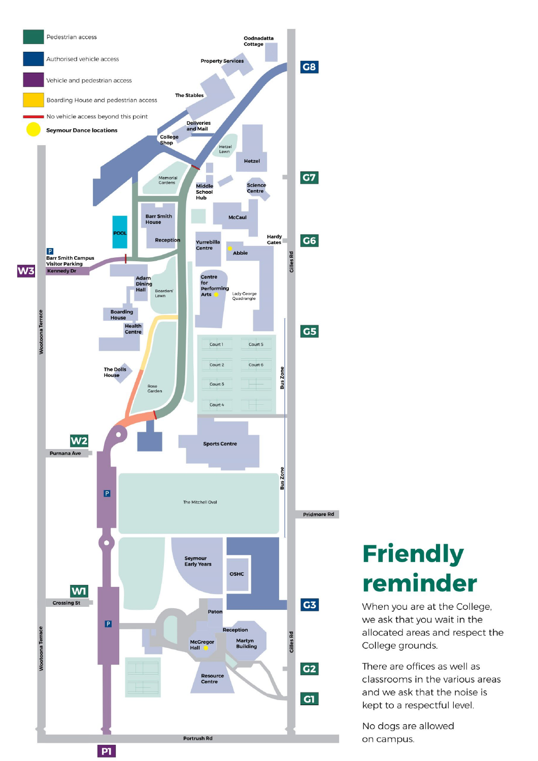Pedestrian access

Authorised vehicle access

Vehicle and pedestrian access

Boarding House and pedestrian access

No vehicle access beyond this point

**Seymour Dance locations**

Oodnadatta Cottage
Property Services
The Stables
Deliveries and Mail
College Shop
Hetzel Lawn
Hetzel
G8
G7
Memorial Gardens
Middle School Hub
Science Centre
Barr Smith House
POOL
McCaul
Reception
Yurrebilla Centre
Hardy Gates
G6
Abbie
P
Barr Smith Campus Visitor Parking
Kennedy Dr
W3
Adam Dining Hall
Boarders' Lawn
Centre for Performing Arts
Lady George Quadrangle
Gilles Rd
Boarding House
Health Centre
G5
Court 1
Court 5
Court 2
Court 6
Court 3
Court 4
Bus Zone
The Dolls House
Rose Garden
Wootoona Terrace
W2
Purnana Ave
Sports Centre
P
The Mitchell Oval
Bus Zone
Pridmore Rd
Seymour Early Years
OSHC
W1
Crossing St
G3
P
Paton
Reception
McGregor Hall
Martyn Building
Gilles Rd
G2
Resource Centre
G1
Wootoona Terrace
Portrush Rd
P1

# Friendly reminder

When you are at the College, we ask that you wait in the allocated areas and respect the College grounds.

There are offices as well as classrooms in the various areas and we ask that the noise is kept to a respectful level.

No dogs are allowed on campus.